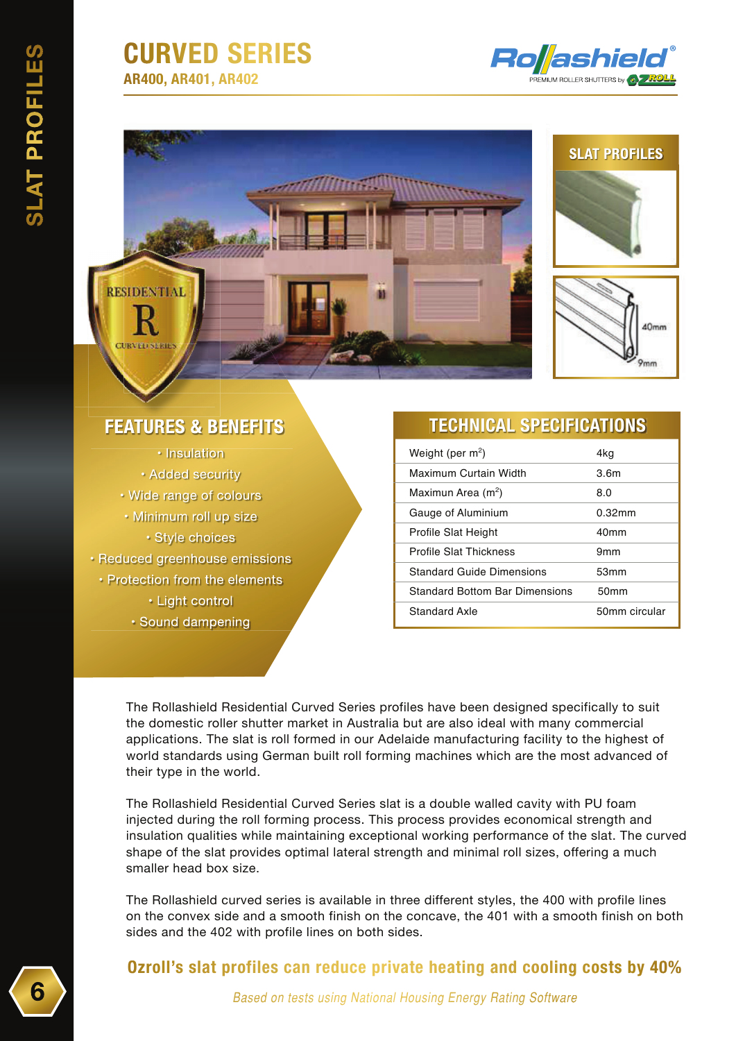# CURVED SERIES

**AR400, AR401, AR402**

## SLAT PROFILES

40mm

9mm

## FEATURES & BENEFITS

- Insulation
- Added security
- Wide range of colours
- Minimum roll up size
- Style choices
- Reduced greenhouse emissions
- Protection from the elements
- Light control
- Sound dampening

## TECHNICAL SPECIFICATIONS

| | |
|---|---|
| Weight (per m$^2$) | 4kg |
| Maximum Curtain Width | 3.6m |
| Maximun Area (m$^2$) | 8.0 |
| Gauge of Aluminium | 0.32mm |
| Profile Slat Height | 40mm |
| Profile Slat Thickness | 9mm |
| Standard Guide Dimensions | 53mm |
| Standard Bottom Bar Dimensions | 50mm |
| Standard Axle | 50mm circular |

The Rollashield Residential Curved Series profiles have been designed specifically to suit the domestic roller shutter market in Australia but are also ideal with many commercial applications. The slat is roll formed in our Adelaide manufacturing facility to the highest of world standards using German built roll forming machines which are the most advanced of their type in the world.

The Rollashield Residential Curved Series slat is a double walled cavity with PU foam injected during the roll forming process. This process provides economical strength and insulation qualities while maintaining exceptional working performance of the slat. The curved shape of the slat provides optimal lateral strength and minimal roll sizes, offering a much smaller head box size.

The Rollashield curved series is available in three different styles, the 400 with profile lines on the convex side and a smooth finish on the concave, the 401 with a smooth finish on both sides and the 402 with profile lines on both sides.

**Ozroll's slat profiles can reduce private heating and cooling costs by 40%**

*Based on tests using National Housing Energy Rating Software*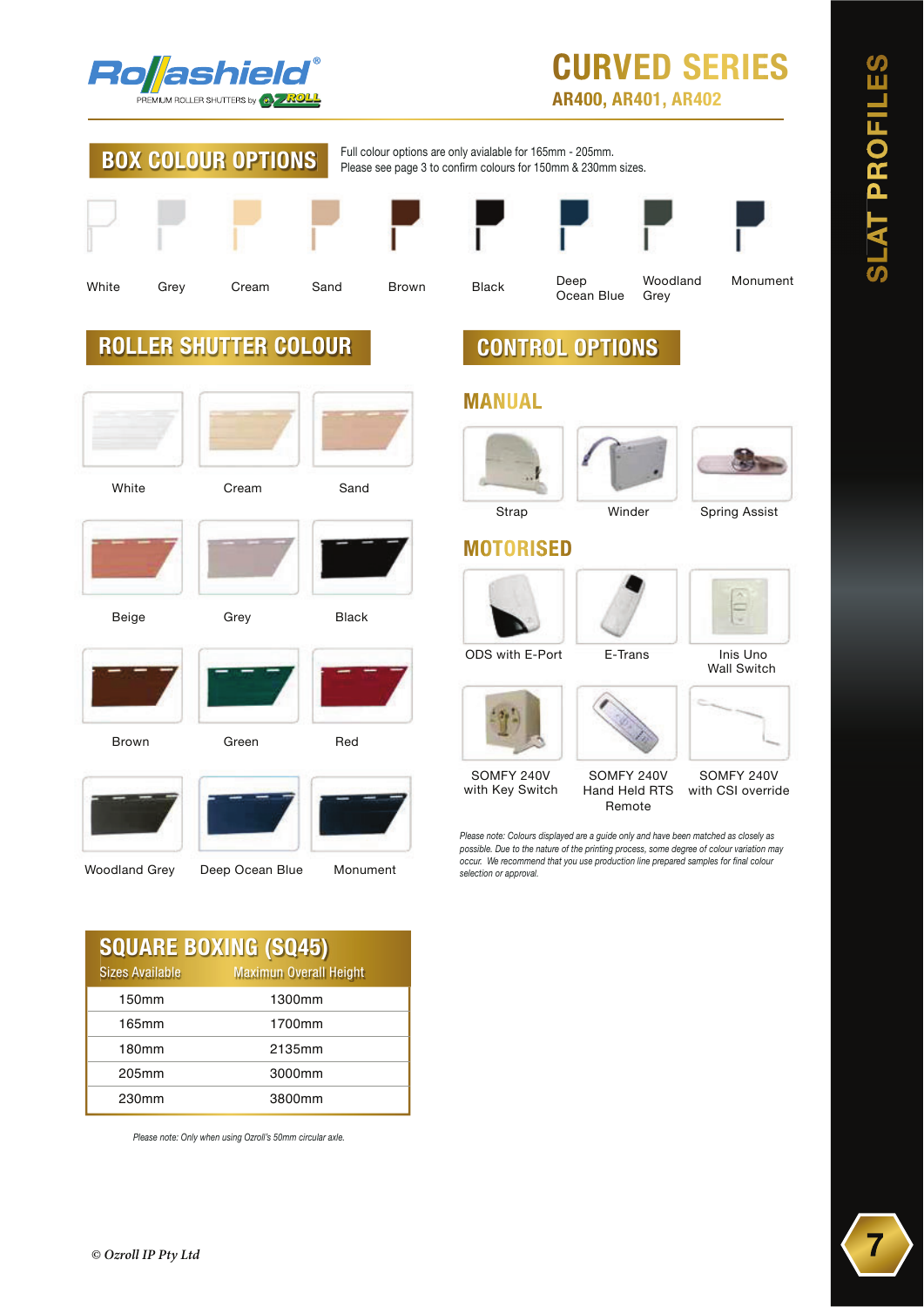# CURVED SERIES

## AR400, AR401, AR402

## BOX COLOUR OPTIONS

Full colour options are only avialable for 165mm - 205mm.
Please see page 3 to confirm colours for 150mm & 230mm sizes.

White, Grey, Cream, Sand, Brown, Black, Deep Ocean Blue, Woodland Grey, Monument

## ROLLER SHUTTER COLOUR

White, Cream, Sand

Beige, Grey, Black

Brown, Green, Red

Woodland Grey, Deep Ocean Blue, Monument

## CONTROL OPTIONS

### MANUAL

Strap, Winder, Spring Assist

### MOTORISED

ODS with E-Port, E-Trans, Inis Uno Wall Switch

SOMFY 240V with Key Switch, SOMFY 240V Hand Held RTS Remote, SOMFY 240V with CSI override

*Please note: Colours displayed are a guide only and have been matched as closely as possible. Due to the nature of the printing process, some degree of colour variation may occur. We recommend that you use production line prepared samples for final colour selection or approval.*

## SQUARE BOXING (SQ45)

| Sizes Available | Maximun Overall Height |
|---|---|
| 150mm | 1300mm |
| 165mm | 1700mm |
| 180mm | 2135mm |
| 205mm | 3000mm |
| 230mm | 3800mm |

*Please note: Only when using Ozroll's 50mm circular axle.*

SLAT PROFILES

© Ozroll IP Pty Ltd